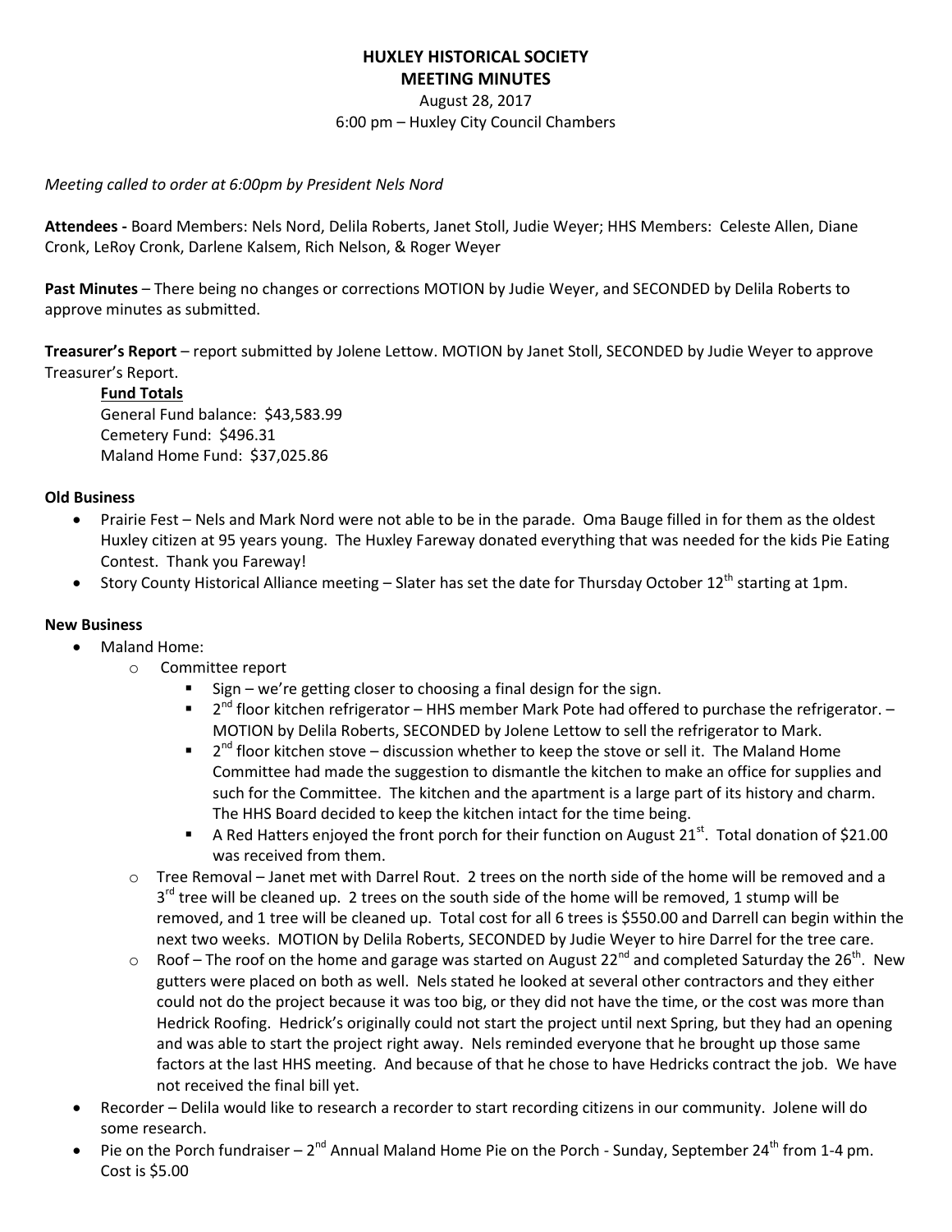# HUXLEY HISTORICAL SOCIETY
## MEETING MINUTES

August 28, 2017
6:00 pm – Huxley City Council Chambers

*Meeting called to order at 6:00pm by President Nels Nord*

**Attendees -** Board Members: Nels Nord, Delila Roberts, Janet Stoll, Judie Weyer; HHS Members: Celeste Allen, Diane Cronk, LeRoy Cronk, Darlene Kalsem, Rich Nelson, & Roger Weyer

**Past Minutes** – There being no changes or corrections MOTION by Judie Weyer, and SECONDED by Delila Roberts to approve minutes as submitted.

**Treasurer's Report** – report submitted by Jolene Lettow. MOTION by Janet Stoll, SECONDED by Judie Weyer to approve Treasurer's Report.

**Fund Totals**
General Fund balance: $43,583.99
Cemetery Fund: $496.31
Maland Home Fund: $37,025.86

**Old Business**

- Prairie Fest – Nels and Mark Nord were not able to be in the parade. Oma Bauge filled in for them as the oldest Huxley citizen at 95 years young. The Huxley Fareway donated everything that was needed for the kids Pie Eating Contest. Thank you Fareway!
- Story County Historical Alliance meeting – Slater has set the date for Thursday October 12th starting at 1pm.

**New Business**

- Maland Home:
  - Committee report
    - Sign – we're getting closer to choosing a final design for the sign.
    - 2nd floor kitchen refrigerator – HHS member Mark Pote had offered to purchase the refrigerator. – MOTION by Delila Roberts, SECONDED by Jolene Lettow to sell the refrigerator to Mark.
    - 2nd floor kitchen stove – discussion whether to keep the stove or sell it. The Maland Home Committee had made the suggestion to dismantle the kitchen to make an office for supplies and such for the Committee. The kitchen and the apartment is a large part of its history and charm. The HHS Board decided to keep the kitchen intact for the time being.
    - A Red Hatters enjoyed the front porch for their function on August 21st. Total donation of $21.00 was received from them.
  - Tree Removal – Janet met with Darrel Rout. 2 trees on the north side of the home will be removed and a 3rd tree will be cleaned up. 2 trees on the south side of the home will be removed, 1 stump will be removed, and 1 tree will be cleaned up. Total cost for all 6 trees is $550.00 and Darrell can begin within the next two weeks. MOTION by Delila Roberts, SECONDED by Judie Weyer to hire Darrel for the tree care.
  - Roof – The roof on the home and garage was started on August 22nd and completed Saturday the 26th. New gutters were placed on both as well. Nels stated he looked at several other contractors and they either could not do the project because it was too big, or they did not have the time, or the cost was more than Hedrick Roofing. Hedrick's originally could not start the project until next Spring, but they had an opening and was able to start the project right away. Nels reminded everyone that he brought up those same factors at the last HHS meeting. And because of that he chose to have Hedricks contract the job. We have not received the final bill yet.
- Recorder – Delila would like to research a recorder to start recording citizens in our community. Jolene will do some research.
- Pie on the Porch fundraiser – 2nd Annual Maland Home Pie on the Porch - Sunday, September 24th from 1-4 pm. Cost is $5.00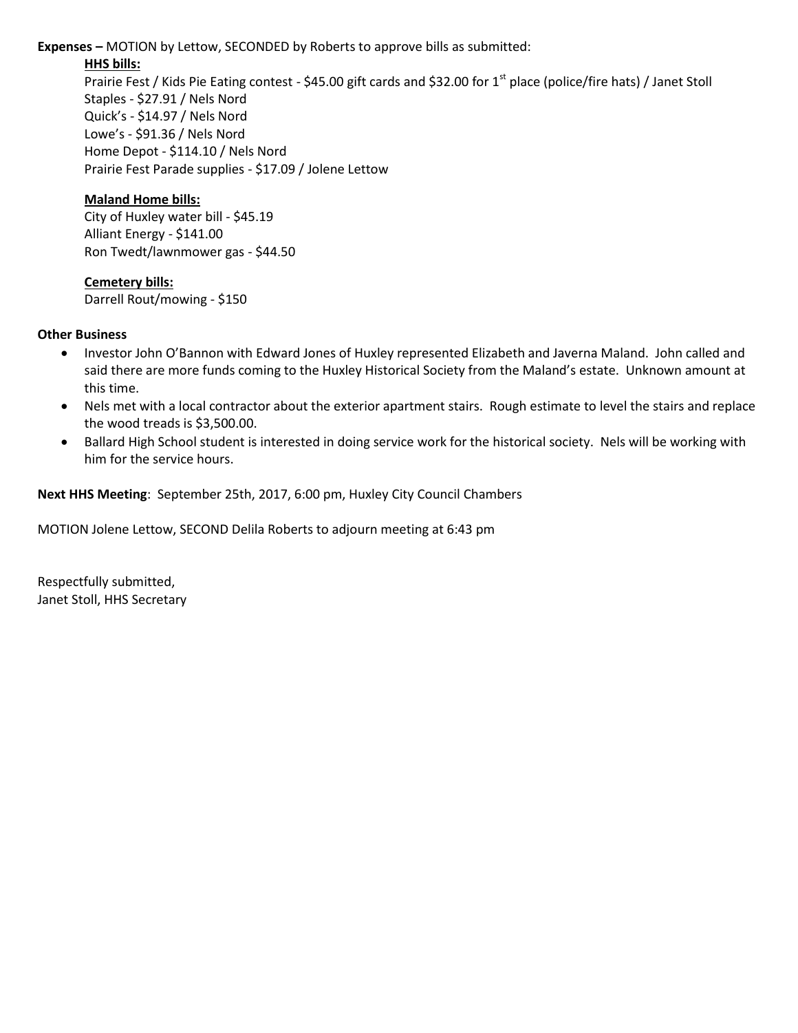**Expenses –** MOTION by Lettow, SECONDED by Roberts to approve bills as submitted:

**HHS bills:**

Prairie Fest / Kids Pie Eating contest - $45.00 gift cards and $32.00 for 1st place (police/fire hats) / Janet Stoll
Staples - $27.91 / Nels Nord
Quick's - $14.97 / Nels Nord
Lowe's - $91.36 / Nels Nord
Home Depot - $114.10 / Nels Nord
Prairie Fest Parade supplies - $17.09 / Jolene Lettow

**Maland Home bills:**

City of Huxley water bill - $45.19
Alliant Energy - $141.00
Ron Twedt/lawnmower gas - $44.50

**Cemetery bills:**

Darrell Rout/mowing - $150

**Other Business**

- Investor John O'Bannon with Edward Jones of Huxley represented Elizabeth and Javerna Maland. John called and said there are more funds coming to the Huxley Historical Society from the Maland's estate. Unknown amount at this time.
- Nels met with a local contractor about the exterior apartment stairs. Rough estimate to level the stairs and replace the wood treads is $3,500.00.
- Ballard High School student is interested in doing service work for the historical society. Nels will be working with him for the service hours.

**Next HHS Meeting**: September 25th, 2017, 6:00 pm, Huxley City Council Chambers

MOTION Jolene Lettow, SECOND Delila Roberts to adjourn meeting at 6:43 pm

Respectfully submitted,
Janet Stoll, HHS Secretary